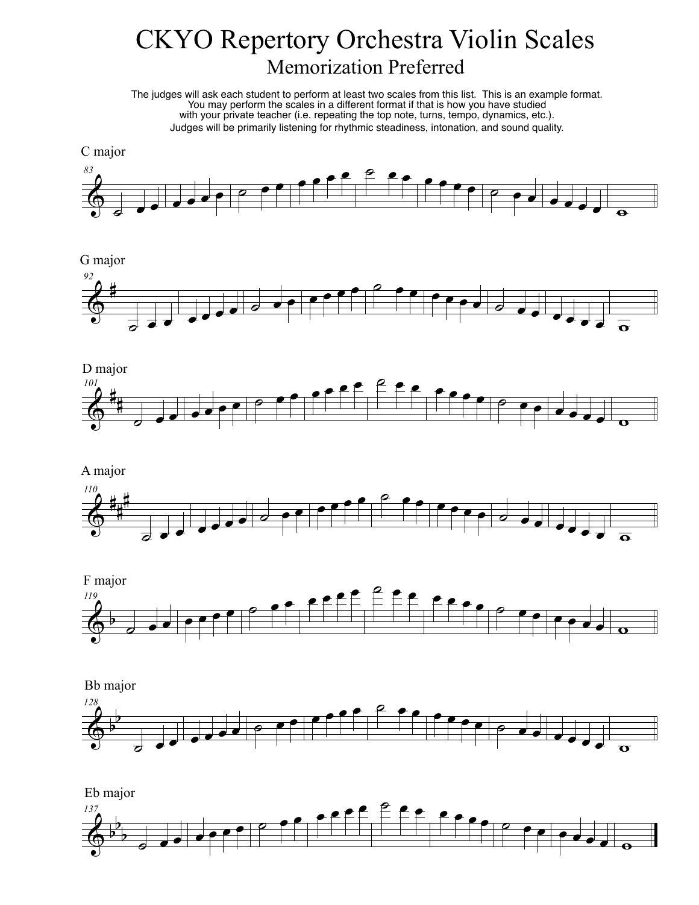# CKYO Repertory Orchestra Violin Scales

## Memorization Preferred

The judges will ask each student to perform at least two scales from this list. This is an example format.
You may perform the scales in a different format if that is how you have studied
with your private teacher (i.e. repeating the top note, turns, tempo, dynamics, etc.).
Judges will be primarily listening for rhythmic steadiness, intonation, and sound quality.

C major

83

G major

92

D major

101

A major

110

F major

119

Bb major

128

Eb major

137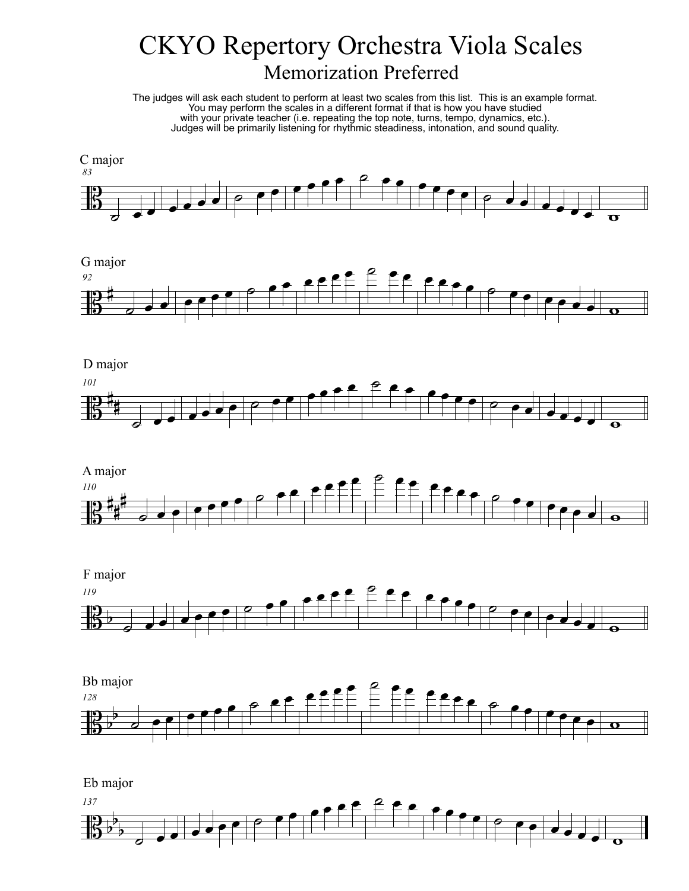# CKYO Repertory Orchestra Viola Scales

## Memorization Preferred

The judges will ask each student to perform at least two scales from this list. This is an example format.
You may perform the scales in a different format if that is how you have studied
with your private teacher (i.e. repeating the top note, turns, tempo, dynamics, etc.).
Judges will be primarily listening for rhythmic steadiness, intonation, and sound quality.

C major

*83*

G major

*92*

D major

*101*

A major

*110*

F major

*119*

Bb major

*128*

Eb major

*137*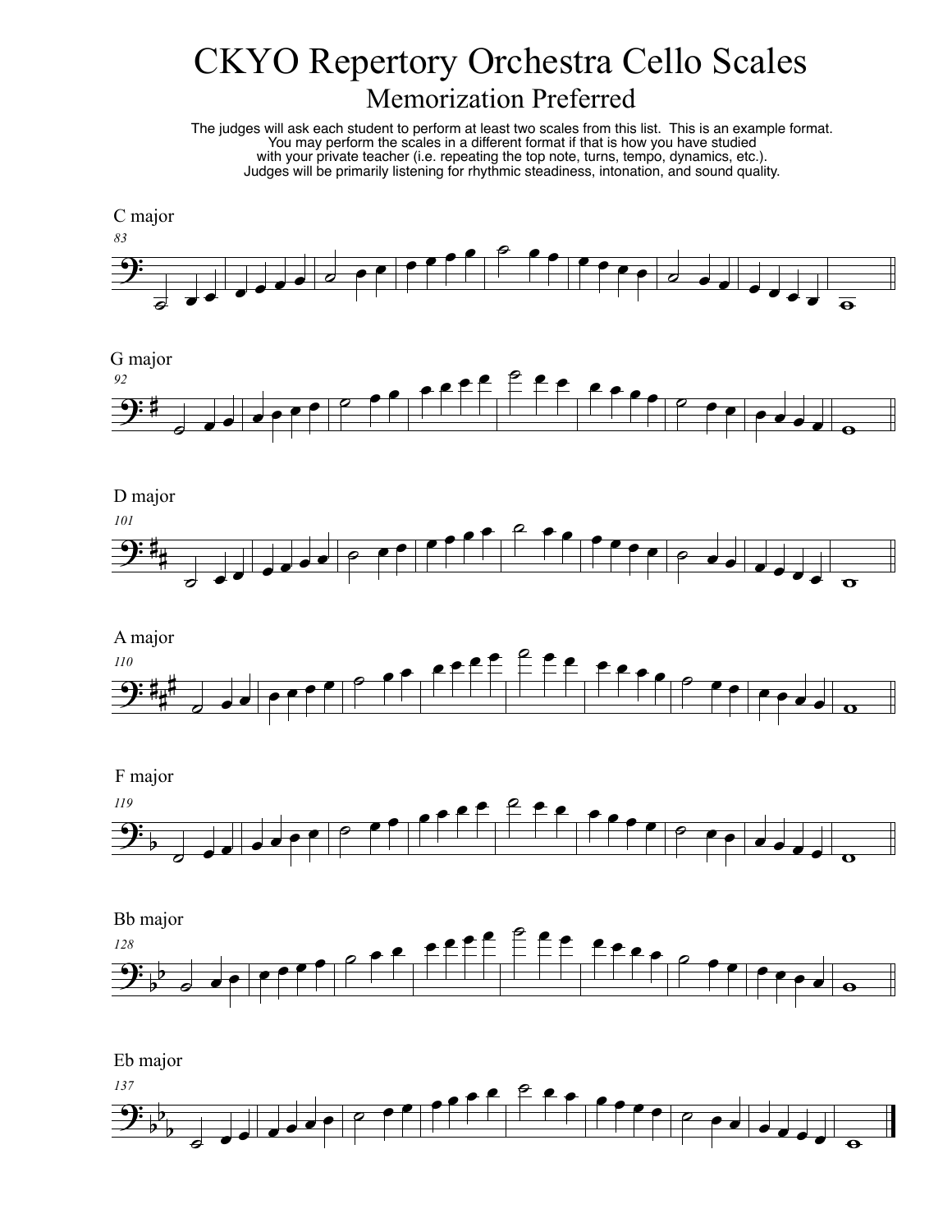# CKYO Repertory Orchestra Cello Scales

## Memorization Preferred

The judges will ask each student to perform at least two scales from this list. This is an example format.
You may perform the scales in a different format if that is how you have studied
with your private teacher (i.e. repeating the top note, turns, tempo, dynamics, etc.).
Judges will be primarily listening for rhythmic steadiness, intonation, and sound quality.

C major

*83*

G major

*92*

D major

*101*

A major

*110*

F major

*119*

Bb major

*128*

Eb major

*137*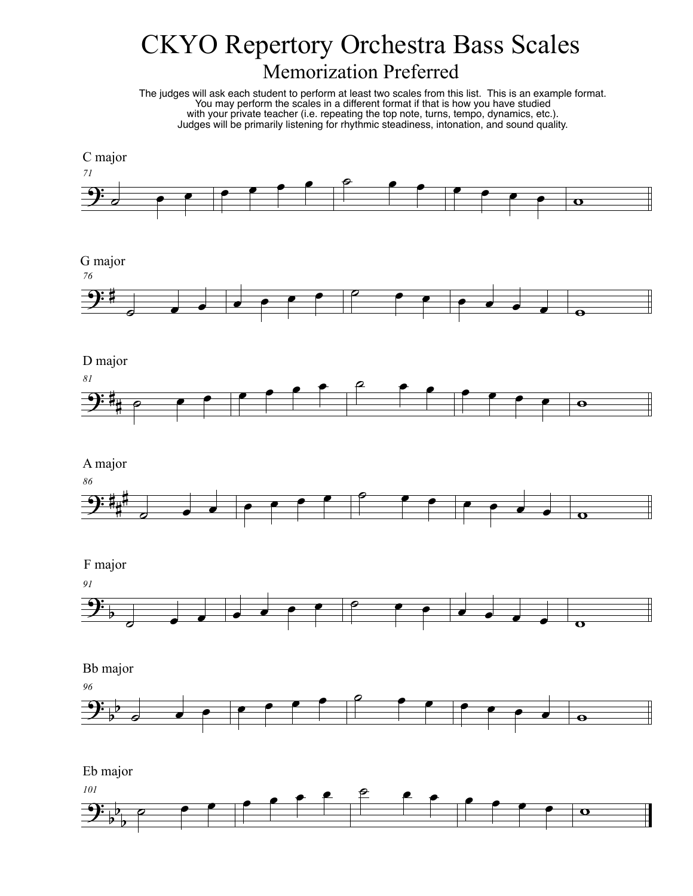# CKYO Repertory Orchestra Bass Scales

## Memorization Preferred

The judges will ask each student to perform at least two scales from this list. This is an example format.
You may perform the scales in a different format if that is how you have studied
with your private teacher (i.e. repeating the top note, turns, tempo, dynamics, etc.).
Judges will be primarily listening for rhythmic steadiness, intonation, and sound quality.

C major

71

G major

76

D major

81

A major

86

F major

91

Bb major

96

Eb major

101